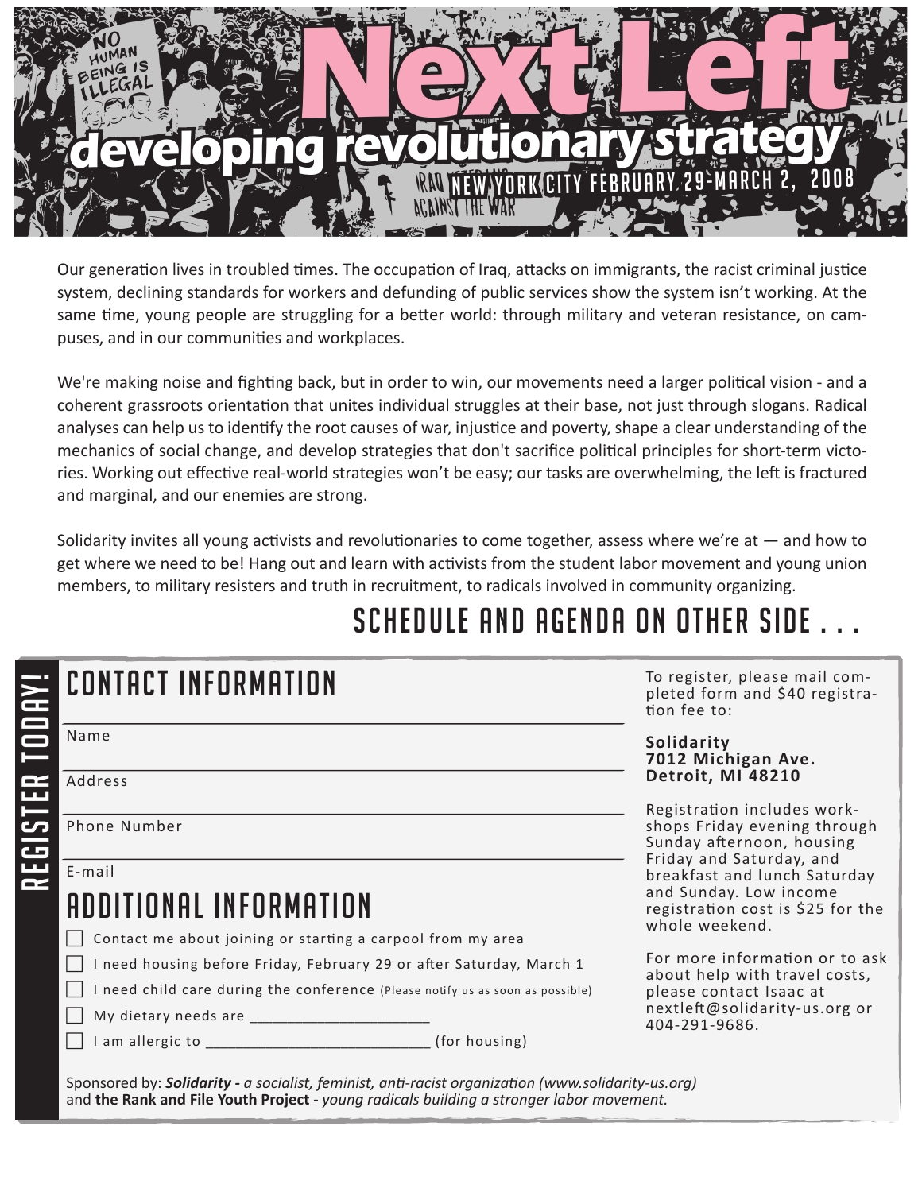# Next Left

## developing revolutionary strategy

NEW YORK CITY FEBRUARY 29-MARCH 2, 2008

Our generation lives in troubled times. The occupation of Iraq, attacks on immigrants, the racist criminal justice system, declining standards for workers and defunding of public services show the system isn't working. At the same time, young people are struggling for a better world: through military and veteran resistance, on campuses, and in our communities and workplaces.

We're making noise and fighting back, but in order to win, our movements need a larger political vision - and a coherent grassroots orientation that unites individual struggles at their base, not just through slogans. Radical analyses can help us to identify the root causes of war, injustice and poverty, shape a clear understanding of the mechanics of social change, and develop strategies that don't sacrifice political principles for short-term victories. Working out effective real-world strategies won't be easy; our tasks are overwhelming, the left is fractured and marginal, and our enemies are strong.

Solidarity invites all young activists and revolutionaries to come together, assess where we're at — and how to get where we need to be! Hang out and learn with activists from the student labor movement and young union members, to military resisters and truth in recruitment, to radicals involved in community organizing.

### SCHEDULE AND AGENDA ON OTHER SIDE . . .

**REGISTER TODAY!**

## CONTACT INFORMATION

Name ________________________

Address ________________________

Phone Number ________________________

E-mail ________________________

## ADDITIONAL INFORMATION

- ☐ Contact me about joining or starting a carpool from my area
- ☐ I need housing before Friday, February 29 or after Saturday, March 1
- ☐ I need child care during the conference (Please notify us as soon as possible)
- ☐ My dietary needs are ______________________
- ☐ I am allergic to ___________________________ (for housing)

To register, please mail completed form and $40 registration fee to:

**Solidarity**
**7012 Michigan Ave.**
**Detroit, MI 48210**

Registration includes workshops Friday evening through Sunday afternoon, housing Friday and Saturday, and breakfast and lunch Saturday and Sunday. Low income registration cost is $25 for the whole weekend.

For more information or to ask about help with travel costs, please contact Isaac at nextleft@solidarity-us.org or 404-291-9686.

Sponsored by: ***Solidarity** - a socialist, feminist, anti-racist organization (www.solidarity-us.org)*
and **the Rank and File Youth Project** - *young radicals building a stronger labor movement.*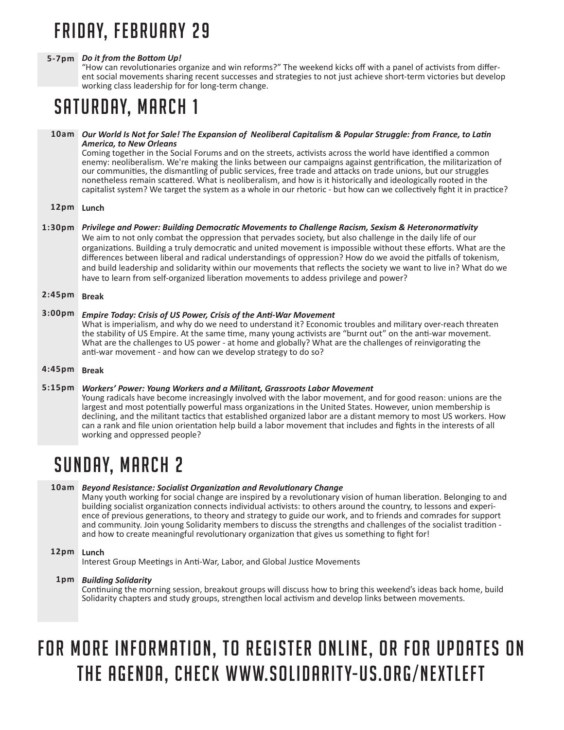# Friday, February 29

**5-7pm** ***Do it from the Bottom Up!***
"How can revolutionaries organize and win reforms?" The weekend kicks off with a panel of activists from different social movements sharing recent successes and strategies to not just achieve short-term victories but develop working class leadership for for long-term change.

# Saturday, March 1

**10am** ***Our World Is Not for Sale! The Expansion of Neoliberal Capitalism & Popular Struggle: from France, to Latin America, to New Orleans***
Coming together in the Social Forums and on the streets, activists across the world have identified a common enemy: neoliberalism. We're making the links between our campaigns against gentrification, the militarization of our communities, the dismantling of public services, free trade and attacks on trade unions, but our struggles nonetheless remain scattered. What is neoliberalism, and how is it historically and ideologically rooted in the capitalist system? We target the system as a whole in our rhetoric - but how can we collectively fight it in practice?

**12pm** **Lunch**

**1:30pm** ***Privilege and Power: Building Democratic Movements to Challenge Racism, Sexism & Heteronormativity***
We aim to not only combat the oppression that pervades society, but also challenge in the daily life of our organizations. Building a truly democratic and united movement is impossible without these efforts. What are the differences between liberal and radical understandings of oppression? How do we avoid the pitfalls of tokenism, and build leadership and solidarity within our movements that reflects the society we want to live in? What do we have to learn from self-organized liberation movements to addess privilege and power?

**2:45pm** **Break**

**3:00pm** ***Empire Today: Crisis of US Power, Crisis of the Anti-War Movement***
What is imperialism, and why do we need to understand it? Economic troubles and military over-reach threaten the stability of US Empire. At the same time, many young activists are "burnt out" on the anti-war movement. What are the challenges to US power - at home and globally? What are the challenges of reinvigorating the anti-war movement - and how can we develop strategy to do so?

**4:45pm** **Break**

**5:15pm** ***Workers' Power: Young Workers and a Militant, Grassroots Labor Movement***
Young radicals have become increasingly involved with the labor movement, and for good reason: unions are the largest and most potentially powerful mass organizations in the United States. However, union membership is declining, and the militant tactics that established organized labor are a distant memory to most US workers. How can a rank and file union orientation help build a labor movement that includes and fights in the interests of all working and oppressed people?

# Sunday, March 2

**10am** ***Beyond Resistance: Socialist Organization and Revolutionary Change***
Many youth working for social change are inspired by a revolutionary vision of human liberation. Belonging to and building socialist organization connects individual activists: to others around the country, to lessons and experience of previous generations, to theory and strategy to guide our work, and to friends and comrades for support and community. Join young Solidarity members to discuss the strengths and challenges of the socialist tradition - and how to create meaningful revolutionary organization that gives us something to fight for!

**12pm** **Lunch**
Interest Group Meetings in Anti-War, Labor, and Global Justice Movements

**1pm** ***Building Solidarity***
Continuing the morning session, breakout groups will discuss how to bring this weekend's ideas back home, build Solidarity chapters and study groups, strengthen local activism and develop links between movements.

# For more information, to register online, or for updates on the agenda, check www.solidarity-us.org/nextleft